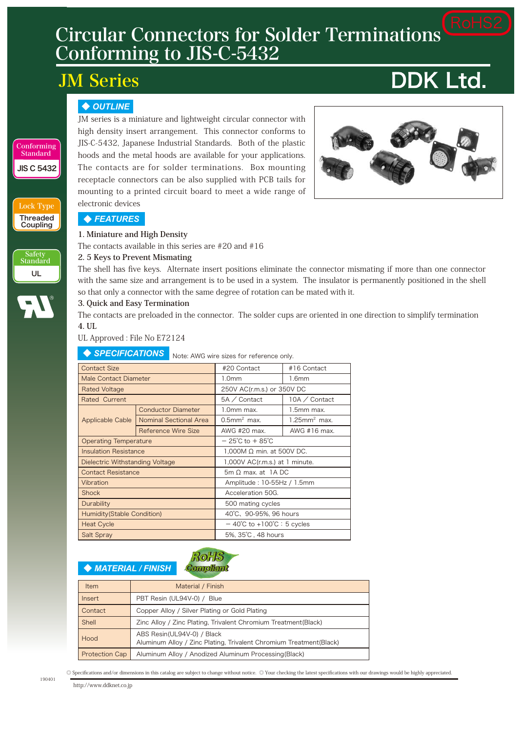# Circular Connectors for Solder Terminations Conforming to JIS-C-5432

RoHS2

## JM Series

DDK Ltd.

Conforming Standard: JIS C 5432

Lock Type: Threaded Coupling

Safety Standard: UL

### OUTLINE

JM series is a miniature and lightweight circular connector with high density insert arrangement. This connector conforms to JIS-C-5432, Japanese Industrial Standards. Both of the plastic hoods and the metal hoods are available for your applications. The contacts are for solder terminations. Box mounting receptacle connectors can be also supplied with PCB tails for mounting to a printed circuit board to meet a wide range of electronic devices

### FEATURES

1. Miniature and High Density

The contacts available in this series are #20 and #16

2. 5 Keys to Prevent Mismating

The shell has five keys. Alternate insert positions eliminate the connector mismating if more than one connector with the same size and arrangement is to be used in a system. The insulator is permanently positioned in the shell so that only a connector with the same degree of rotation can be mated with it.

3. Quick and Easy Termination

The contacts are preloaded in the connector. The solder cups are oriented in one direction to simplify termination

4. UL

UL Approved : File No E72124

### SPECIFICATIONS

Note: AWG wire sizes for reference only.

| Contact Size | | #20 Contact | #16 Contact |
|---|---|---|---|
| Male Contact Diameter | | 1.0mm | 1.6mm |
| Rated Voltage | | 250V AC(r.m.s.) or 350V DC | |
| Rated Current | | 5A / Contact | 10A / Contact |
| Applicable Cable | Conductor Diameter | 1.0mm max. | 1.5mm max. |
| | Nominal Sectional Area | $0.5mm^2$ max. | $1.25mm^2$ max. |
| | Reference Wire Size | AWG #20 max. | AWG #16 max. |
| Operating Temperature | | − 25℃ to + 85℃ | |
| Insulation Resistance | | 1,000M Ω min. at 500V DC. | |
| Dielectric Withstanding Voltage | | 1,000V AC(r.m.s.) at 1 minute. | |
| Contact Resistance | | 5m Ω max. at 1A DC | |
| Vibration | | Amplitude : 10-55Hz / 1.5mm | |
| Shock | | Acceleration 50G. | |
| Durability | | 500 mating cycles | |
| Humidity(Stable Condition) | | 40℃、90-95%, 96 hours | |
| Heat Cycle | | − 40℃ to +100℃ : 5 cycles | |
| Salt Spray | | 5%, 35℃ , 48 hours | |

### MATERIAL / FINISH

RoHS Compliant

| Item | Material / Finish |
|---|---|
| Insert | PBT Resin (UL94V-0) / Blue |
| Contact | Copper Alloy / Silver Plating or Gold Plating |
| Shell | Zinc Alloy / Zinc Plating, Trivalent Chromium Treatment(Black) |
| Hood | ABS Resin(UL94V-0) / Black<br>Aluminum Alloy / Zinc Plating, Trivalent Chromium Treatment(Black) |
| Protection Cap | Aluminum Alloy / Anodized Aluminum Processing(Black) |

◎ Specifications and/or dimensions in this catalog are subject to change without notice. ◎ Your checking the latest specifications with our drawings would be highly appreciated.

190401

http://www.ddknet.co.jp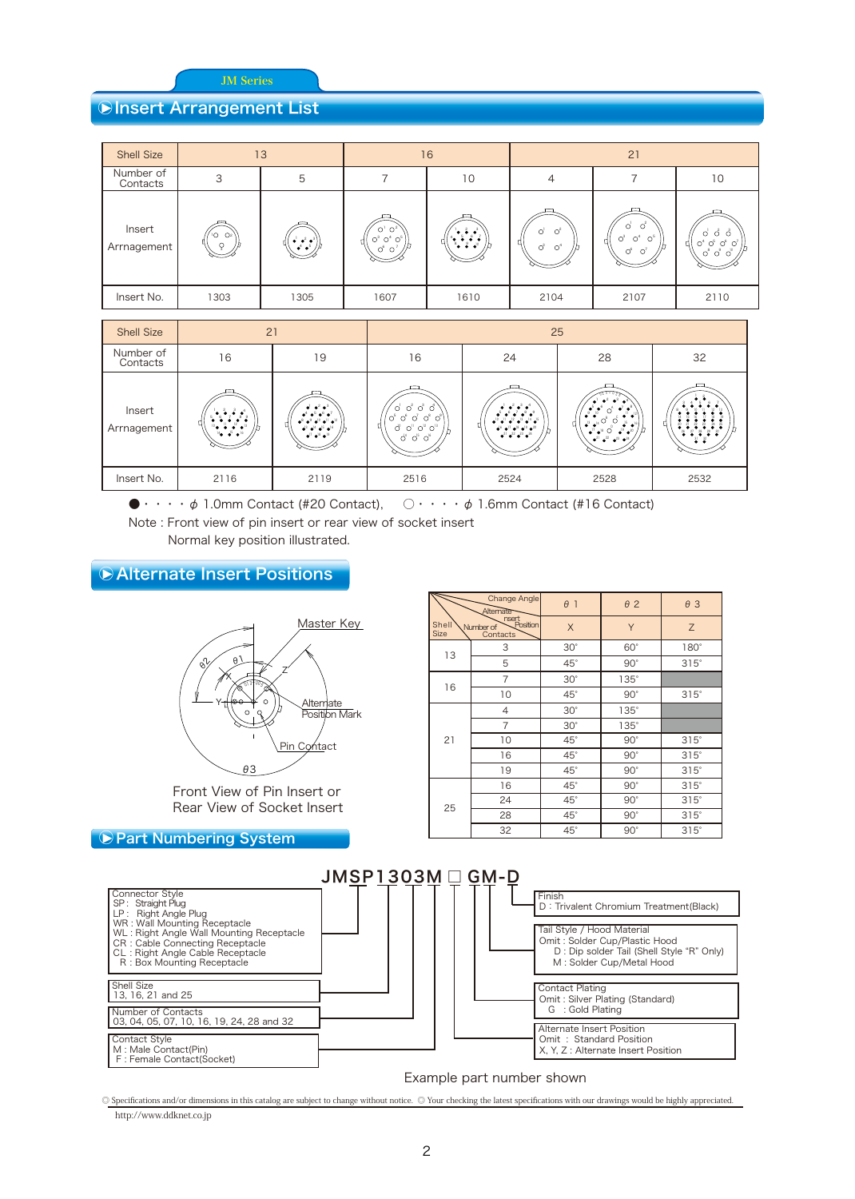JM Series

## Insert Arrangement List

| Shell Size | 13 | | 16 | | 21 | | |
|---|---|---|---|---|---|---|---|
| Number of Contacts | 3 | 5 | 7 | 10 | 4 | 7 | 10 |
| Insert Arrnagement | | | | | | | |
| Insert No. | 1303 | 1305 | 1607 | 1610 | 2104 | 2107 | 2110 |

| Shell Size | 21 | | 25 | | | |
|---|---|---|---|---|---|---|
| Number of Contacts | 16 | 19 | 16 | 24 | 28 | 32 |
| Insert Arrnagement | | | | | | |
| Insert No. | 2116 | 2119 | 2516 | 2524 | 2528 | 2532 |

●・・・・ $\phi$ 1.0mm Contact (#20 Contact),　○・・・・ $\phi$ 1.6mm Contact (#16 Contact)

Note : Front view of pin insert or rear view of socket insert

Normal key position illustrated.

## Alternate Insert Positions

Master Key

Alternate Position Mark

Pin Contact

Front View of Pin Insert or Rear View of Socket Insert

| Shell Size | Number of Contacts \ Change Angle / Alternate Insert Position | $\theta$ 1 | $\theta$ 2 | $\theta$ 3 |
|---|---|---|---|---|
| | | X | Y | Z |
| 13 | 3 | 30° | 60° | 180° |
| | 5 | 45° | 90° | 315° |
| 16 | 7 | 30° | 135° | |
| | 10 | 45° | 90° | 315° |
| 21 | 4 | 30° | 135° | |
| | 7 | 30° | 135° | |
| | 10 | 45° | 90° | 315° |
| | 16 | 45° | 90° | 315° |
| | 19 | 45° | 90° | 315° |
| 25 | 16 | 45° | 90° | 315° |
| | 24 | 45° | 90° | 315° |
| | 28 | 45° | 90° | 315° |
| | 32 | 45° | 90° | 315° |

## Part Numbering System

**JMSP1303M □ GM-D**

Connector Style
- SP : Straight Plug
- LP : Right Angle Plug
- WR : Wall Mounting Receptacle
- WL : Right Angle Wall Mounting Receptacle
- CR : Cable Connecting Receptacle
- CL : Right Angle Cable Receptacle
- R : Box Mounting Receptacle

Shell Size
- 13, 16, 21 and 25

Number of Contacts
- 03, 04, 05, 07, 10, 16, 19, 24, 28 and 32

Contact Style
- M : Male Contact(Pin)
- F : Female Contact(Socket)

Finish
- D : Trivalent Chromium Treatment(Black)

Tail Style / Hood Material
- Omit : Solder Cup/Plastic Hood
- D : Dip solder Tail (Shell Style "R" Only)
- M : Solder Cup/Metal Hood

Contact Plating
- Omit : Silver Plating (Standard)
- G : Gold Plating

Alternate Insert Position
- Omit : Standard Position
- X, Y, Z : Alternate Insert Position

Example part number shown

◎ Specifications and/or dimensions in this catalog are subject to change without notice. ◎ Your checking the latest specifications with our drawings would be highly appreciated.

http://www.ddknet.co.jp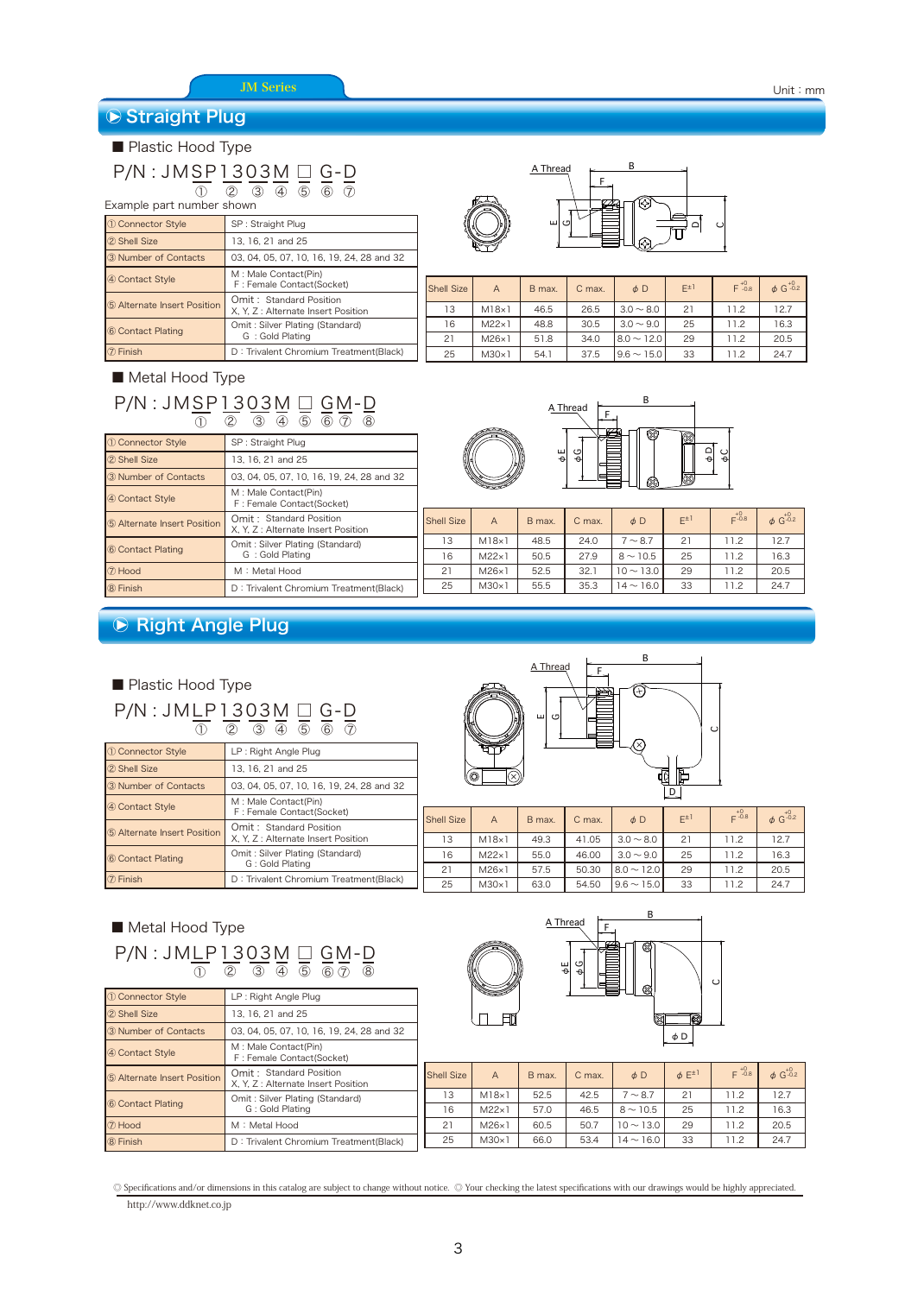JM Series

Unit：mm

## Straight Plug

### ■ Plastic Hood Type

P/N : JMSP1303M □ G-D
① ② ③ ④ ⑤ ⑥ ⑦

Example part number shown

| | |
|---|---|
| ① Connector Style | SP : Straight Plug |
| ② Shell Size | 13, 16, 21 and 25 |
| ③ Number of Contacts | 03, 04, 05, 07, 10, 16, 19, 24, 28 and 32 |
| ④ Contact Style | M : Male Contact(Pin)<br>F : Female Contact(Socket) |
| ⑤ Alternate Insert Position | Omit : Standard Position<br>X, Y, Z : Alternate Insert Position |
| ⑥ Contact Plating | Omit : Silver Plating (Standard)<br>G : Gold Plating |
| ⑦ Finish | D : Trivalent Chromium Treatment(Black) |

| Shell Size | A | B max. | C max. | φ D | E±1 | F $^{+0}_{-0.8}$ | φ G $^{+0}_{-0.2}$ |
|---|---|---|---|---|---|---|---|
| 13 | M18×1 | 46.5 | 26.5 | 3.0 ～ 8.0 | 21 | 11.2 | 12.7 |
| 16 | M22×1 | 48.8 | 30.5 | 3.0 ～ 9.0 | 25 | 11.2 | 16.3 |
| 21 | M26×1 | 51.8 | 34.0 | 8.0 ～ 12.0 | 29 | 11.2 | 20.5 |
| 25 | M30×1 | 54.1 | 37.5 | 9.6 ～ 15.0 | 33 | 11.2 | 24.7 |

### ■ Metal Hood Type

P/N : JMSP1303M □ GM-D
① ② ③ ④ ⑤ ⑥ ⑦ ⑧

| | |
|---|---|
| ① Connector Style | SP : Straight Plug |
| ② Shell Size | 13, 16, 21 and 25 |
| ③ Number of Contacts | 03, 04, 05, 07, 10, 16, 19, 24, 28 and 32 |
| ④ Contact Style | M : Male Contact(Pin)<br>F : Female Contact(Socket) |
| ⑤ Alternate Insert Position | Omit : Standard Position<br>X, Y, Z : Alternate Insert Position |
| ⑥ Contact Plating | Omit : Silver Plating (Standard)<br>G : Gold Plating |
| ⑦ Hood | M : Metal Hood |
| ⑧ Finish | D : Trivalent Chromium Treatment(Black) |

| Shell Size | A | B max. | C max. | φ D | E±1 | F $^{+0}_{-0.8}$ | φ G $^{+0}_{-0.2}$ |
|---|---|---|---|---|---|---|---|
| 13 | M18×1 | 48.5 | 24.0 | 7 ～ 8.7 | 21 | 11.2 | 12.7 |
| 16 | M22×1 | 50.5 | 27.9 | 8 ～ 10.5 | 25 | 11.2 | 16.3 |
| 21 | M26×1 | 52.5 | 32.1 | 10 ～ 13.0 | 29 | 11.2 | 20.5 |
| 25 | M30×1 | 55.5 | 35.3 | 14 ～ 16.0 | 33 | 11.2 | 24.7 |

## Right Angle Plug

### ■ Plastic Hood Type

P/N : JMLP1303M □ G-D
① ② ③ ④ ⑤ ⑥ ⑦

| | |
|---|---|
| ① Connector Style | LP : Right Angle Plug |
| ② Shell Size | 13, 16, 21 and 25 |
| ③ Number of Contacts | 03, 04, 05, 07, 10, 16, 19, 24, 28 and 32 |
| ④ Contact Style | M : Male Contact(Pin)<br>F : Female Contact(Socket) |
| ⑤ Alternate Insert Position | Omit : Standard Position<br>X, Y, Z : Alternate Insert Position |
| ⑥ Contact Plating | Omit : Silver Plating (Standard)<br>G : Gold Plating |
| ⑦ Finish | D : Trivalent Chromium Treatment(Black) |

| Shell Size | A | B max. | C max. | φ D | E±1 | F $^{+0}_{-0.8}$ | φ G $^{+0}_{-0.2}$ |
|---|---|---|---|---|---|---|---|
| 13 | M18×1 | 49.3 | 41.05 | 3.0 ～ 8.0 | 21 | 11.2 | 12.7 |
| 16 | M22×1 | 55.0 | 46.00 | 3.0 ～ 9.0 | 25 | 11.2 | 16.3 |
| 21 | M26×1 | 57.5 | 50.30 | 8.0 ～ 12.0 | 29 | 11.2 | 20.5 |
| 25 | M30×1 | 63.0 | 54.50 | 9.6 ～ 15.0 | 33 | 11.2 | 24.7 |

### ■ Metal Hood Type

P/N : JMLP1303M □ GM-D
① ② ③ ④ ⑤ ⑥ ⑦ ⑧

| | |
|---|---|
| ① Connector Style | LP : Right Angle Plug |
| ② Shell Size | 13, 16, 21 and 25 |
| ③ Number of Contacts | 03, 04, 05, 07, 10, 16, 19, 24, 28 and 32 |
| ④ Contact Style | M : Male Contact(Pin)<br>F : Female Contact(Socket) |
| ⑤ Alternate Insert Position | Omit : Standard Position<br>X, Y, Z : Alternate Insert Position |
| ⑥ Contact Plating | Omit : Silver Plating (Standard)<br>G : Gold Plating |
| ⑦ Hood | M : Metal Hood |
| ⑧ Finish | D : Trivalent Chromium Treatment(Black) |

| Shell Size | A | B max. | C max. | φ D | φ E±1 | F $^{+0}_{-0.8}$ | φ G $^{+0}_{-0.2}$ |
|---|---|---|---|---|---|---|---|
| 13 | M18×1 | 52.5 | 42.5 | 7 ～ 8.7 | 21 | 11.2 | 12.7 |
| 16 | M22×1 | 57.0 | 46.5 | 8 ～ 10.5 | 25 | 11.2 | 16.3 |
| 21 | M26×1 | 60.5 | 50.7 | 10 ～ 13.0 | 29 | 11.2 | 20.5 |
| 25 | M30×1 | 66.0 | 53.4 | 14 ～ 16.0 | 33 | 11.2 | 24.7 |

◎ Specifications and/or dimensions in this catalog are subject to change without notice. ◎ Your checking the latest specifications with our drawings would be highly appreciated.

http://www.ddknet.co.jp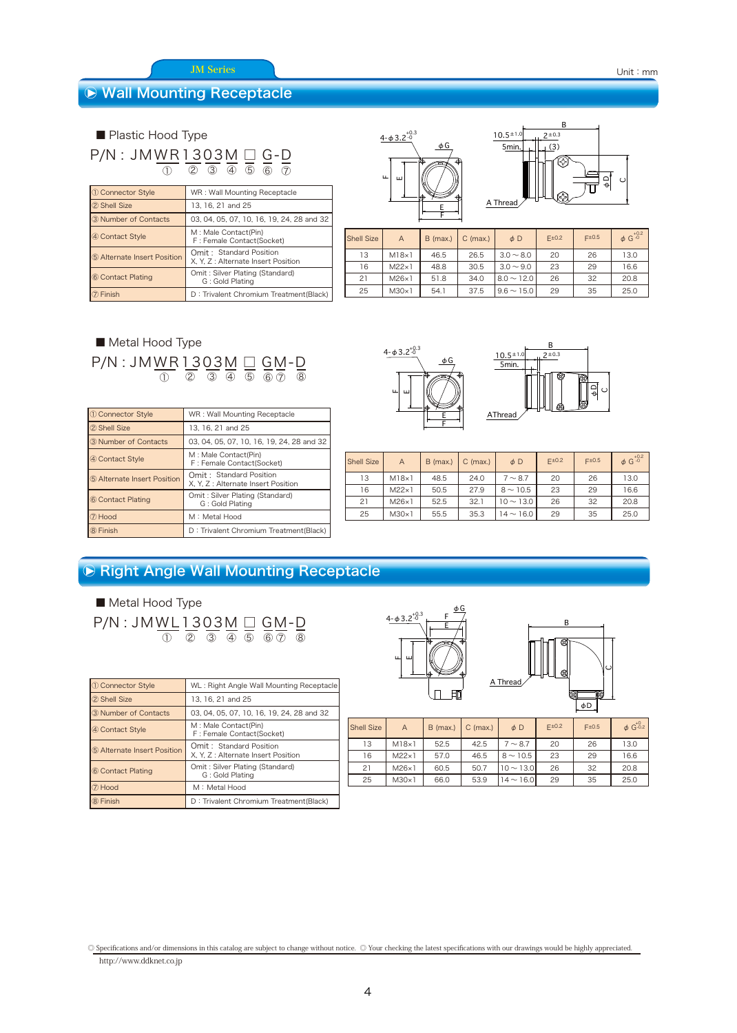JM Series

Unit : mm

# Wall Mounting Receptacle

## ■ Plastic Hood Type

P/N : JMWR1303M □ G-D

① ② ③ ④ ⑤ ⑥ ⑦

| | |
|---|---|
| ① Connector Style | WR : Wall Mounting Receptacle |
| ② Shell Size | 13, 16, 21 and 25 |
| ③ Number of Contacts | 03, 04, 05, 07, 10, 16, 19, 24, 28 and 32 |
| ④ Contact Style | M : Male Contact(Pin)<br>F : Female Contact(Socket) |
| ⑤ Alternate Insert Position | Omit : Standard Position<br>X, Y, Z : Alternate Insert Position |
| ⑥ Contact Plating | Omit : Silver Plating (Standard)<br>G : Gold Plating |
| ⑦ Finish | D : Trivalent Chromium Treatment(Black) |

| Shell Size | A | B (max.) | C (max.) | φD | $E^{\pm 0.2}$ | $F^{\pm 0.5}$ | $\phi G^{+0.2}_{0}$ |
|---|---|---|---|---|---|---|---|
| 13 | M18×1 | 46.5 | 26.5 | 3.0 ~ 8.0 | 20 | 26 | 13.0 |
| 16 | M22×1 | 48.8 | 30.5 | 3.0 ~ 9.0 | 23 | 29 | 16.6 |
| 21 | M26×1 | 51.8 | 34.0 | 8.0 ~ 12.0 | 26 | 32 | 20.8 |
| 25 | M30×1 | 54.1 | 37.5 | 9.6 ~ 15.0 | 29 | 35 | 25.0 |

## ■ Metal Hood Type

P/N : JMWR1303M □ GM-D

① ② ③ ④ ⑤ ⑥ ⑦ ⑧

| | |
|---|---|
| ① Connector Style | WR : Wall Mounting Receptacle |
| ② Shell Size | 13, 16, 21 and 25 |
| ③ Number of Contacts | 03, 04, 05, 07, 10, 16, 19, 24, 28 and 32 |
| ④ Contact Style | M : Male Contact(Pin)<br>F : Female Contact(Socket) |
| ⑤ Alternate Insert Position | Omit : Standard Position<br>X, Y, Z : Alternate Insert Position |
| ⑥ Contact Plating | Omit : Silver Plating (Standard)<br>G : Gold Plating |
| ⑦ Hood | M : Metal Hood |
| ⑧ Finish | D : Trivalent Chromium Treatment(Black) |

| Shell Size | A | B (max.) | C (max.) | φD | $E^{\pm 0.2}$ | $F^{\pm 0.5}$ | $\phi G^{+0.2}_{0}$ |
|---|---|---|---|---|---|---|---|
| 13 | M18×1 | 48.5 | 24.0 | 7 ~ 8.7 | 20 | 26 | 13.0 |
| 16 | M22×1 | 50.5 | 27.9 | 8 ~ 10.5 | 23 | 29 | 16.6 |
| 21 | M26×1 | 52.5 | 32.1 | 10 ~ 13.0 | 26 | 32 | 20.8 |
| 25 | M30×1 | 55.5 | 35.3 | 14 ~ 16.0 | 29 | 35 | 25.0 |

# Right Angle Wall Mounting Receptacle

## ■ Metal Hood Type

P/N : JMWL1303M □ GM-D

① ② ③ ④ ⑤ ⑥ ⑦ ⑧

| | |
|---|---|
| ① Connector Style | WL : Right Angle Wall Mounting Receptacle |
| ② Shell Size | 13, 16, 21 and 25 |
| ③ Number of Contacts | 03, 04, 05, 07, 10, 16, 19, 24, 28 and 32 |
| ④ Contact Style | M : Male Contact(Pin)<br>F : Female Contact(Socket) |
| ⑤ Alternate Insert Position | Omit : Standard Position<br>X, Y, Z : Alternate Insert Position |
| ⑥ Contact Plating | Omit : Silver Plating (Standard)<br>G : Gold Plating |
| ⑦ Hood | M : Metal Hood |
| ⑧ Finish | D : Trivalent Chromium Treatment(Black) |

| Shell Size | A | B (max.) | C (max.) | φD | $E^{\pm 0.2}$ | $F^{\pm 0.5}$ | $\phi G^{+0}_{-0.2}$ |
|---|---|---|---|---|---|---|---|
| 13 | M18×1 | 52.5 | 42.5 | 7 ~ 8.7 | 20 | 26 | 13.0 |
| 16 | M22×1 | 57.0 | 46.5 | 8 ~ 10.5 | 23 | 29 | 16.6 |
| 21 | M26×1 | 60.5 | 50.7 | 10 ~ 13.0 | 26 | 32 | 20.8 |
| 25 | M30×1 | 66.0 | 53.9 | 14 ~ 16.0 | 29 | 35 | 25.0 |

◎ Specifications and/or dimensions in this catalog are subject to change without notice. ◎ Your checking the latest specifications with our drawings would be highly appreciated.
http://www.ddknet.co.jp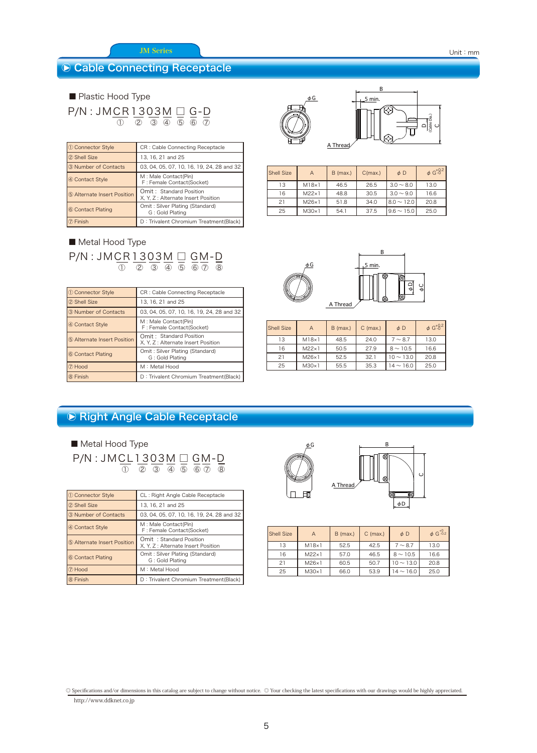JM Series

Unit：mm

# Cable Connecting Receptacle

## ■ Plastic Hood Type

P/N : JMCR 13 03 M □ G-D
① ② ③ ④ ⑤ ⑥ ⑦

| | |
|---|---|
| ① Connector Style | CR : Cable Connecting Receptacle |
| ② Shell Size | 13, 16, 21 and 25 |
| ③ Number of Contacts | 03, 04, 05, 07, 10, 16, 19, 24, 28 and 32 |
| ④ Contact Style | M : Male Contact(Pin)<br>F : Female Contact(Socket) |
| ⑤ Alternate Insert Position | Omit : Standard Position<br>X, Y, Z : Alternate Insert Position |
| ⑥ Contact Plating | Omit : Silver Plating (Standard)<br>G : Gold Plating |
| ⑦ Finish | D : Trivalent Chromium Treatment(Black) |

| Shell Size | A | B (max.) | C(max.) | ϕ D | ϕ $G^{+0.2}_{0}$ |
|---|---|---|---|---|---|
| 13 | M18×1 | 46.5 | 26.5 | 3.0 ~ 8.0 | 13.0 |
| 16 | M22×1 | 48.8 | 30.5 | 3.0 ~ 9.0 | 16.6 |
| 21 | M26×1 | 51.8 | 34.0 | 8.0 ~ 12.0 | 20.8 |
| 25 | M30×1 | 54.1 | 37.5 | 9.6 ~ 15.0 | 25.0 |

## ■ Metal Hood Type

P/N : JMCR 13 03 M □ G M-D
① ② ③ ④ ⑤ ⑥ ⑦ ⑧

| | |
|---|---|
| ① Connector Style | CR : Cable Connecting Receptacle |
| ② Shell Size | 13, 16, 21 and 25 |
| ③ Number of Contacts | 03, 04, 05, 07, 10, 16, 19, 24, 28 and 32 |
| ④ Contact Style | M : Male Contact(Pin)<br>F : Female Contact(Socket) |
| ⑤ Alternate Insert Position | Omit : Standard Position<br>X, Y, Z : Alternate Insert Position |
| ⑥ Contact Plating | Omit : Silver Plating (Standard)<br>G : Gold Plating |
| ⑦ Hood | M : Metal Hood |
| ⑧ Finish | D : Trivalent Chromium Treatment(Black) |

| Shell Size | A | B (max.) | C (max.) | ϕ D | ϕ $G^{+0.2}_{0}$ |
|---|---|---|---|---|---|
| 13 | M18×1 | 48.5 | 24.0 | 7 ~ 8.7 | 13.0 |
| 16 | M22×1 | 50.5 | 27.9 | 8 ~ 10.5 | 16.6 |
| 21 | M26×1 | 52.5 | 32.1 | 10 ~ 13.0 | 20.8 |
| 25 | M30×1 | 55.5 | 35.3 | 14 ~ 16.0 | 25.0 |

# Right Angle Cable Receptacle

## ■ Metal Hood Type

P/N : JMCL 13 03 M □ G M-D
① ② ③ ④ ⑤ ⑥ ⑦ ⑧

| | |
|---|---|
| ① Connector Style | CL : Right Angle Cable Receptacle |
| ② Shell Size | 13, 16, 21 and 25 |
| ③ Number of Contacts | 03, 04, 05, 07, 10, 16, 19, 24, 28 and 32 |
| ④ Contact Style | M : Male Contact(Pin)<br>F : Female Contact(Socket) |
| ⑤ Alternate Insert Position | Omit : Standard Position<br>X, Y, Z : Alternate Insert Position |
| ⑥ Contact Plating | Omit : Silver Plating (Standard)<br>G : Gold Plating |
| ⑦ Hood | M : Metal Hood |
| ⑧ Finish | D : Trivalent Chromium Treatment(Black) |

| Shell Size | A | B (max.) | C (max.) | ϕ D | ϕ $G^{+0}_{-0.2}$ |
|---|---|---|---|---|---|
| 13 | M18×1 | 52.5 | 42.5 | 7 ~ 8.7 | 13.0 |
| 16 | M22×1 | 57.0 | 46.5 | 8 ~ 10.5 | 16.6 |
| 21 | M26×1 | 60.5 | 50.7 | 10 ~ 13.0 | 20.8 |
| 25 | M30×1 | 66.0 | 53.9 | 14 ~ 16.0 | 25.0 |

◎ Specifications and/or dimensions in this catalog are subject to change without notice. ◎ Your checking the latest specifications with our drawings would be highly appreciated.
http://www.ddknet.co.jp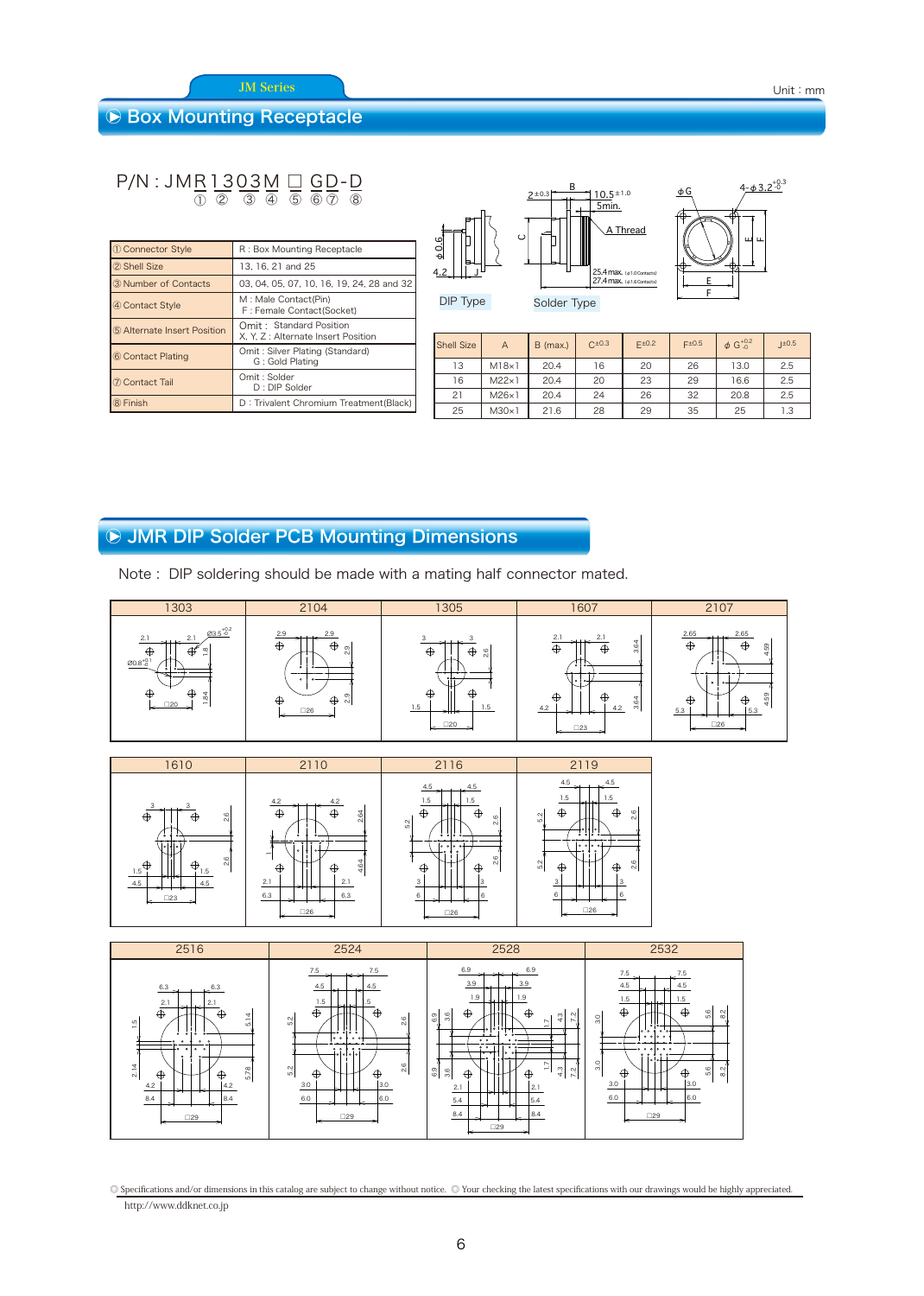JM Series

Unit：mm

## ▶ Box Mounting Receptacle

P/N : JMR1303M □ GD-D
① ② ③ ④ ⑤ ⑥⑦ ⑧

| | |
|---|---|
| ① Connector Style | R : Box Mounting Receptacle |
| ② Shell Size | 13, 16, 21 and 25 |
| ③ Number of Contacts | 03, 04, 05, 07, 10, 16, 19, 24, 28 and 32 |
| ④ Contact Style | M : Male Contact(Pin)<br>F : Female Contact(Socket) |
| ⑤ Alternate Insert Position | Omit : Standard Position<br>X, Y, Z : Alternate Insert Position |
| ⑥ Contact Plating | Omit : Silver Plating (Standard)<br>G : Gold Plating |
| ⑦ Contact Tail | Omit : Solder<br>D : DIP Solder |
| ⑧ Finish | D : Trivalent Chromium Treatment(Black) |

DIP Type　Solder Type

| Shell Size | A | B (max.) | $C^{\pm0.3}$ | $E^{\pm0.2}$ | $F^{\pm0.5}$ | $\phi\ G^{+0.2}_{-0}$ | $J^{\pm0.5}$ |
|---|---|---|---|---|---|---|---|
| 13 | M18×1 | 20.4 | 16 | 20 | 26 | 13.0 | 2.5 |
| 16 | M22×1 | 20.4 | 20 | 23 | 29 | 16.6 | 2.5 |
| 21 | M26×1 | 20.4 | 24 | 26 | 32 | 20.8 | 2.5 |
| 25 | M30×1 | 21.6 | 28 | 29 | 35 | 25 | 1.3 |

## ▶ JMR DIP Solder PCB Mounting Dimensions

Note : DIP soldering should be made with a mating half connector mated.

1303 | 2104 | 1305 | 1607 | 2107

1610 | 2110 | 2116 | 2119

2516 | 2524 | 2528 | 2532

◎ Specifications and/or dimensions in this catalog are subject to change without notice. ◎ Your checking the latest specifications with our drawings would be highly appreciated.
http://www.ddknet.co.jp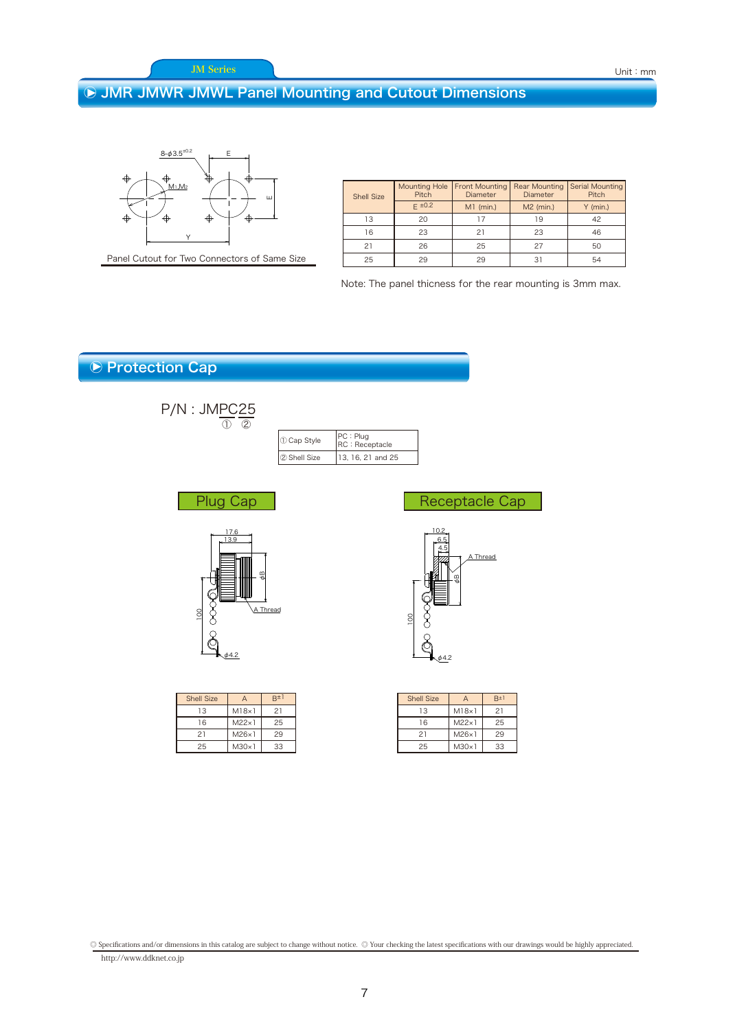JM Series

Unit : mm

## JMR JMWR JMWL Panel Mounting and Cutout Dimensions

8-$\phi$3.5$^{\pm0.2}$

E

$M_1$,$M_2$

E

Y

Panel Cutout for Two Connectors of Same Size

| Shell Size | Mounting Hole Pitch | Front Mounting Diameter | Rear Mounting Diameter | Serial Mounting Pitch |
|---|---|---|---|---|
| | E $^{\pm0.2}$ | M1 (min.) | M2 (min.) | Y (min.) |
| 13 | 20 | 17 | 19 | 42 |
| 16 | 23 | 21 | 23 | 46 |
| 21 | 26 | 25 | 27 | 50 |
| 25 | 29 | 29 | 31 | 54 |

Note: The panel thicness for the rear mounting is 3mm max.

## Protection Cap

P/N : JMPC25
① ②

| | |
|---|---|
| ① Cap Style | PC : Plug<br>RC : Receptacle |
| ② Shell Size | 13, 16, 21 and 25 |

### Plug Cap

17.6

13.9

$\phi$B

A Thread

100

$\phi$4.2

| Shell Size | A | B$^{\pm1}$ |
|---|---|---|
| 13 | M18×1 | 21 |
| 16 | M22×1 | 25 |
| 21 | M26×1 | 29 |
| 25 | M30×1 | 33 |

### Receptacle Cap

10.2

6.5

4.5

A Thread

$\phi$B

100

$\phi$4.2

| Shell Size | A | B$^{\pm1}$ |
|---|---|---|
| 13 | M18×1 | 21 |
| 16 | M22×1 | 25 |
| 21 | M26×1 | 29 |
| 25 | M30×1 | 33 |

◎ Specifications and/or dimensions in this catalog are subject to change without notice. ◎ Your checking the latest specifications with our drawings would be highly appreciated.

http://www.ddknet.co.jp